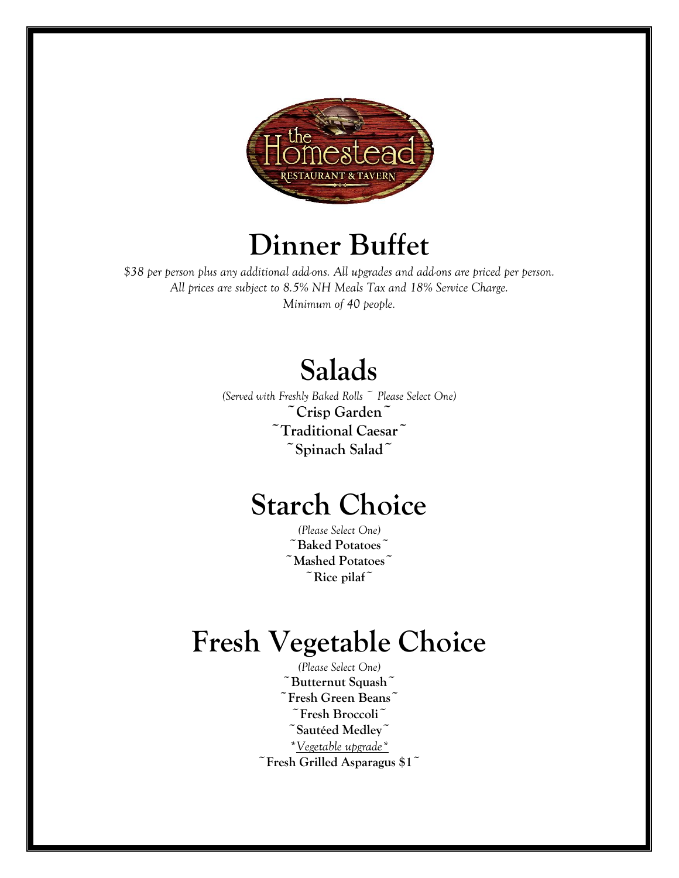the Homestead
RESTAURANT & TAVERN

# Dinner Buffet

*$38 per person plus any additional add-ons. All upgrades and add-ons are priced per person.*
*All prices are subject to 8.5% NH Meals Tax and 18% Service Charge.*
*Minimum of 40 people.*

## Salads

*(Served with Freshly Baked Rolls ~ Please Select One)*

**~Crisp Garden~**

**~Traditional Caesar~**

**~Spinach Salad~**

## Starch Choice

*(Please Select One)*

**~Baked Potatoes~**

**~Mashed Potatoes~**

**~Rice pilaf~**

## Fresh Vegetable Choice

*(Please Select One)*

**~Butternut Squash~**

**~Fresh Green Beans~**

**~Fresh Broccoli~**

**~Sautéed Medley~**

*\*Vegetable upgrade\**

**~Fresh Grilled Asparagus $1~**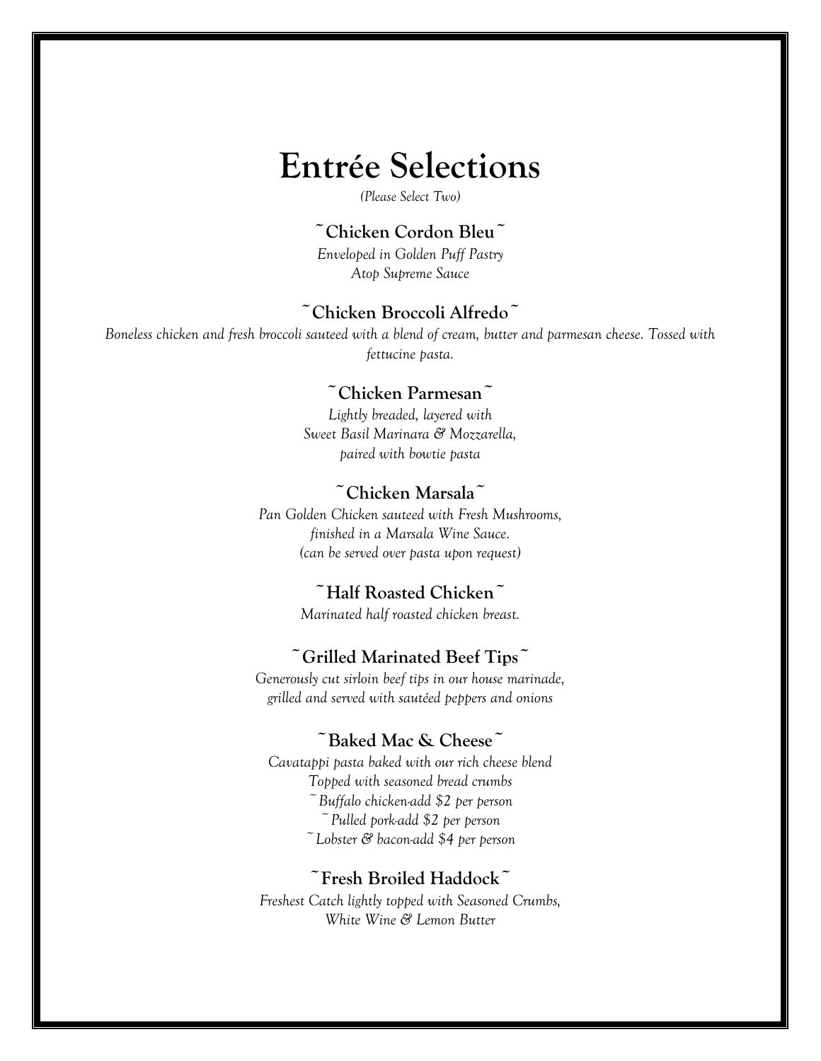# Entrée Selections

*(Please Select Two)*

### ~Chicken Cordon Bleu~

*Enveloped in Golden Puff Pastry*
*Atop Supreme Sauce*

### ~Chicken Broccoli Alfredo~

*Boneless chicken and fresh broccoli sauteed with a blend of cream, butter and parmesan cheese. Tossed with fettucine pasta.*

### ~Chicken Parmesan~

*Lightly breaded, layered with*
*Sweet Basil Marinara & Mozzarella,*
*paired with bowtie pasta*

### ~Chicken Marsala~

*Pan Golden Chicken sauteed with Fresh Mushrooms,*
*finished in a Marsala Wine Sauce.*
*(can be served over pasta upon request)*

### ~Half Roasted Chicken~

*Marinated half roasted chicken breast.*

### ~Grilled Marinated Beef Tips~

*Generously cut sirloin beef tips in our house marinade,*
*grilled and served with sautéed peppers and onions*

### ~Baked Mac & Cheese~

*Cavatappi pasta baked with our rich cheese blend*
*Topped with seasoned bread crumbs*
*~Buffalo chicken-add $2 per person*
*~Pulled pork-add $2 per person*
*~Lobster & bacon-add $4 per person*

### ~Fresh Broiled Haddock~

*Freshest Catch lightly topped with Seasoned Crumbs,*
*White Wine & Lemon Butter*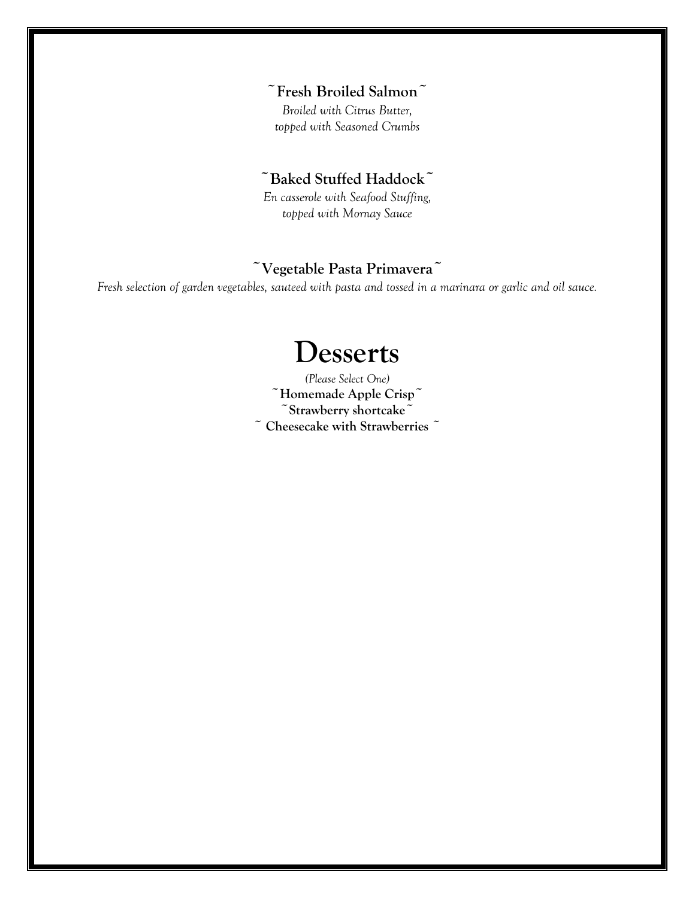**~Fresh Broiled Salmon~**

*Broiled with Citrus Butter,*
*topped with Seasoned Crumbs*

**~Baked Stuffed Haddock~**

*En casserole with Seafood Stuffing,*
*topped with Mornay Sauce*

**~Vegetable Pasta Primavera~**

*Fresh selection of garden vegetables, sauteed with pasta and tossed in a marinara or garlic and oil sauce.*

# Desserts

*(Please Select One)*

**~Homemade Apple Crisp~**

**~Strawberry shortcake~**

**~ Cheesecake with Strawberries ~**